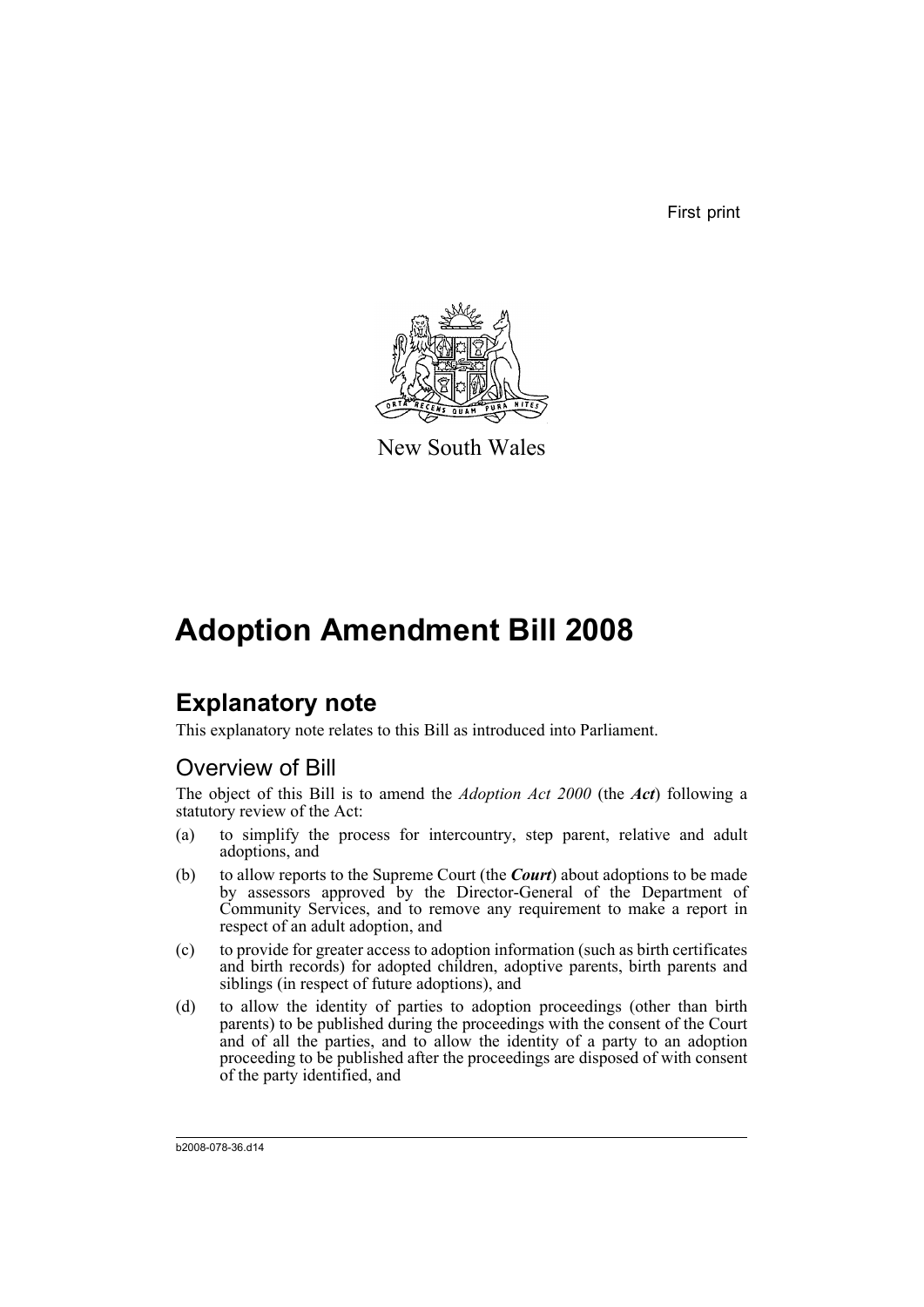First print

New South Wales

# Adoption Amendment Bill 2008

## Explanatory note

This explanatory note relates to this Bill as introduced into Parliament.

### Overview of Bill

The object of this Bill is to amend the *Adoption Act 2000* (the ***Act***) following a statutory review of the Act:

(a) to simplify the process for intercountry, step parent, relative and adult adoptions, and

(b) to allow reports to the Supreme Court (the ***Court***) about adoptions to be made by assessors approved by the Director-General of the Department of Community Services, and to remove any requirement to make a report in respect of an adult adoption, and

(c) to provide for greater access to adoption information (such as birth certificates and birth records) for adopted children, adoptive parents, birth parents and siblings (in respect of future adoptions), and

(d) to allow the identity of parties to adoption proceedings (other than birth parents) to be published during the proceedings with the consent of the Court and of all the parties, and to allow the identity of a party to an adoption proceeding to be published after the proceedings are disposed of with consent of the party identified, and

b2008-078-36.d14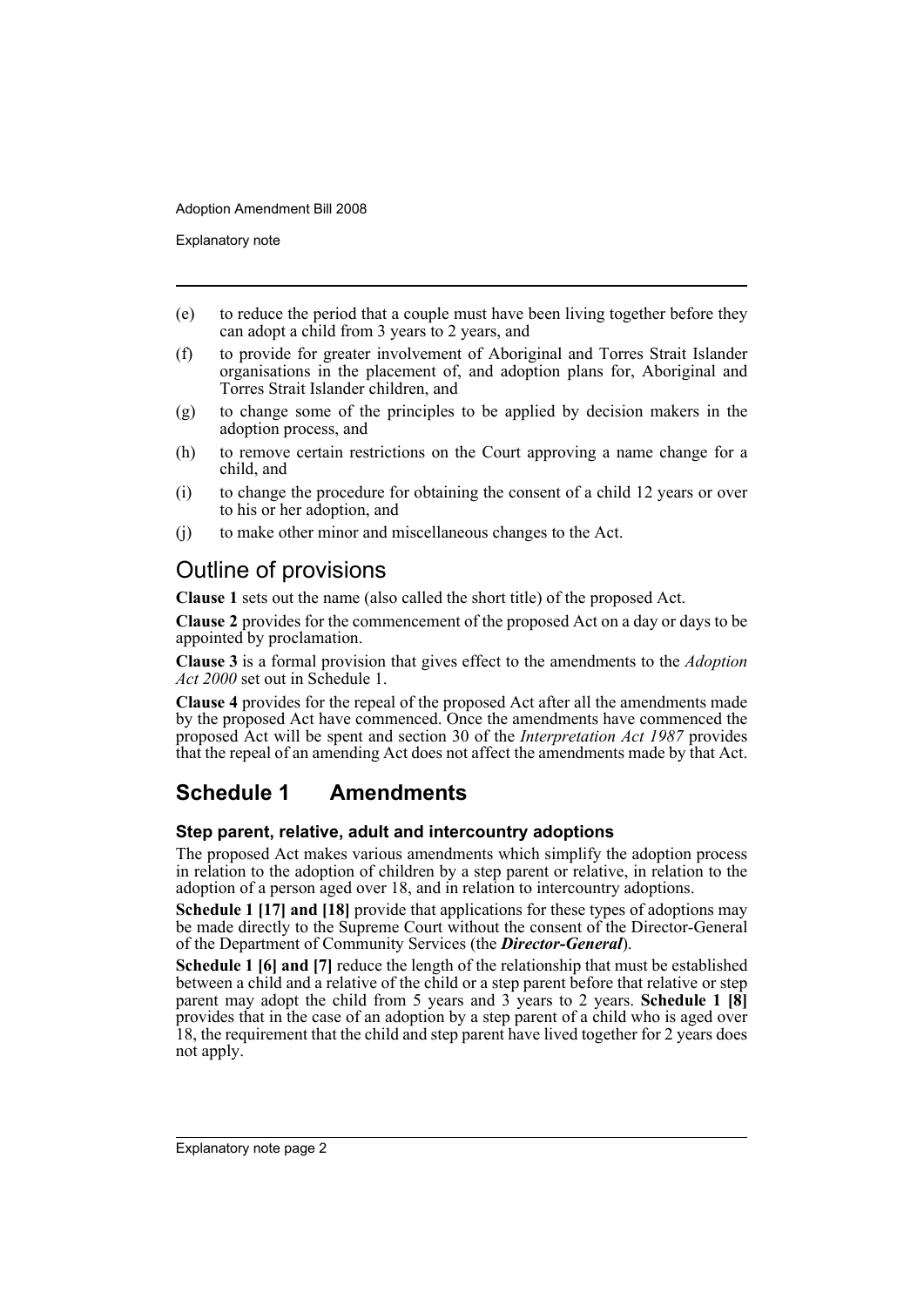(e) to reduce the period that a couple must have been living together before they can adopt a child from 3 years to 2 years, and

(f) to provide for greater involvement of Aboriginal and Torres Strait Islander organisations in the placement of, and adoption plans for, Aboriginal and Torres Strait Islander children, and

(g) to change some of the principles to be applied by decision makers in the adoption process, and

(h) to remove certain restrictions on the Court approving a name change for a child, and

(i) to change the procedure for obtaining the consent of a child 12 years or over to his or her adoption, and

(j) to make other minor and miscellaneous changes to the Act.

## Outline of provisions

**Clause 1** sets out the name (also called the short title) of the proposed Act.

**Clause 2** provides for the commencement of the proposed Act on a day or days to be appointed by proclamation.

**Clause 3** is a formal provision that gives effect to the amendments to the *Adoption Act 2000* set out in Schedule 1.

**Clause 4** provides for the repeal of the proposed Act after all the amendments made by the proposed Act have commenced. Once the amendments have commenced the proposed Act will be spent and section 30 of the *Interpretation Act 1987* provides that the repeal of an amending Act does not affect the amendments made by that Act.

## Schedule 1 Amendments

### Step parent, relative, adult and intercountry adoptions

The proposed Act makes various amendments which simplify the adoption process in relation to the adoption of children by a step parent or relative, in relation to the adoption of a person aged over 18, and in relation to intercountry adoptions.

**Schedule 1 [17] and [18]** provide that applications for these types of adoptions may be made directly to the Supreme Court without the consent of the Director-General of the Department of Community Services (the ***Director-General***).

**Schedule 1 [6] and [7]** reduce the length of the relationship that must be established between a child and a relative of the child or a step parent before that relative or step parent may adopt the child from 5 years and 3 years to 2 years. **Schedule 1 [8]** provides that in the case of an adoption by a step parent of a child who is aged over 18, the requirement that the child and step parent have lived together for 2 years does not apply.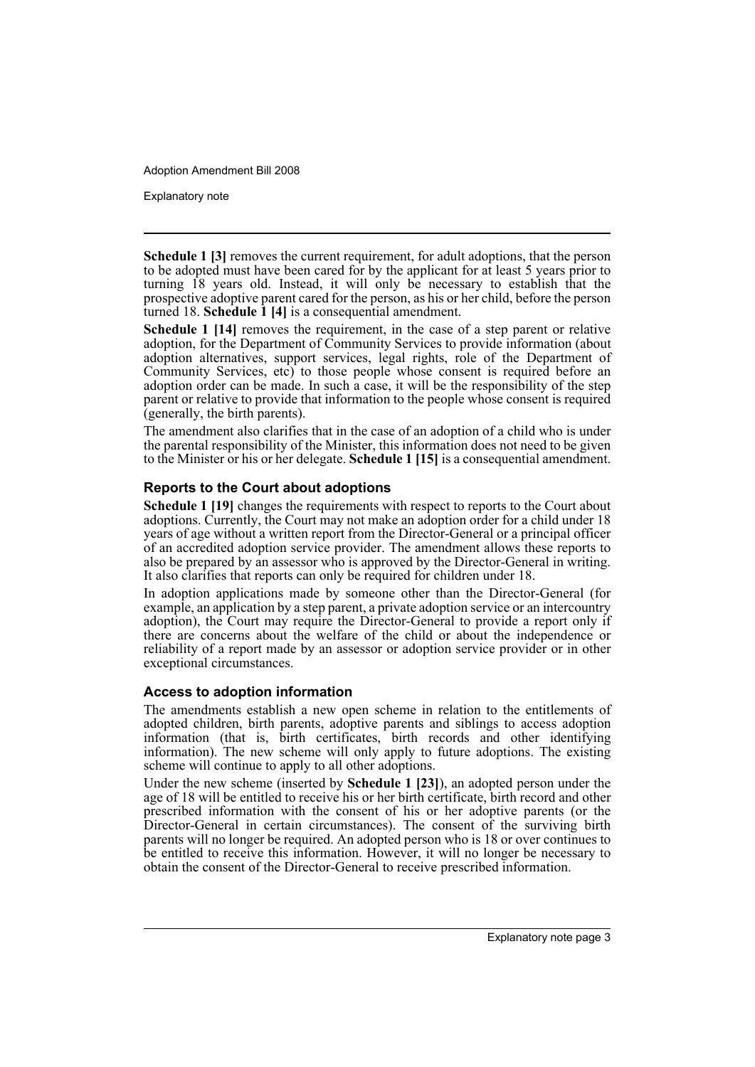**Schedule 1 [3]** removes the current requirement, for adult adoptions, that the person to be adopted must have been cared for by the applicant for at least 5 years prior to turning 18 years old. Instead, it will only be necessary to establish that the prospective adoptive parent cared for the person, as his or her child, before the person turned 18. **Schedule 1 [4]** is a consequential amendment.

**Schedule 1 [14]** removes the requirement, in the case of a step parent or relative adoption, for the Department of Community Services to provide information (about adoption alternatives, support services, legal rights, role of the Department of Community Services, etc) to those people whose consent is required before an adoption order can be made. In such a case, it will be the responsibility of the step parent or relative to provide that information to the people whose consent is required (generally, the birth parents).

The amendment also clarifies that in the case of an adoption of a child who is under the parental responsibility of the Minister, this information does not need to be given to the Minister or his or her delegate. **Schedule 1 [15]** is a consequential amendment.

### Reports to the Court about adoptions

**Schedule 1 [19]** changes the requirements with respect to reports to the Court about adoptions. Currently, the Court may not make an adoption order for a child under 18 years of age without a written report from the Director-General or a principal officer of an accredited adoption service provider. The amendment allows these reports to also be prepared by an assessor who is approved by the Director-General in writing. It also clarifies that reports can only be required for children under 18.

In adoption applications made by someone other than the Director-General (for example, an application by a step parent, a private adoption service or an intercountry adoption), the Court may require the Director-General to provide a report only if there are concerns about the welfare of the child or about the independence or reliability of a report made by an assessor or adoption service provider or in other exceptional circumstances.

### Access to adoption information

The amendments establish a new open scheme in relation to the entitlements of adopted children, birth parents, adoptive parents and siblings to access adoption information (that is, birth certificates, birth records and other identifying information). The new scheme will only apply to future adoptions. The existing scheme will continue to apply to all other adoptions.

Under the new scheme (inserted by **Schedule 1 [23]**), an adopted person under the age of 18 will be entitled to receive his or her birth certificate, birth record and other prescribed information with the consent of his or her adoptive parents (or the Director-General in certain circumstances). The consent of the surviving birth parents will no longer be required. An adopted person who is 18 or over continues to be entitled to receive this information. However, it will no longer be necessary to obtain the consent of the Director-General to receive prescribed information.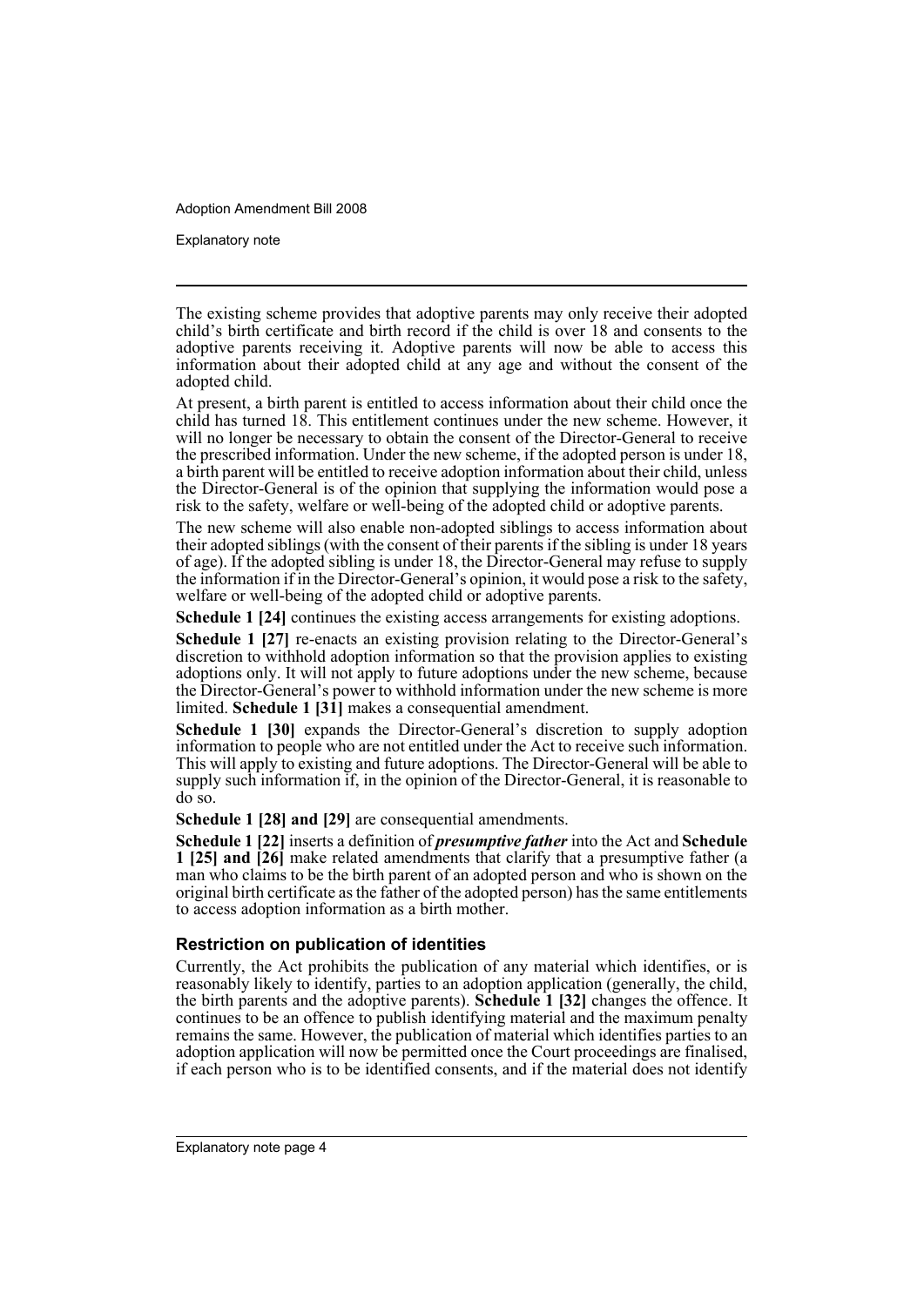The existing scheme provides that adoptive parents may only receive their adopted child's birth certificate and birth record if the child is over 18 and consents to the adoptive parents receiving it. Adoptive parents will now be able to access this information about their adopted child at any age and without the consent of the adopted child.

At present, a birth parent is entitled to access information about their child once the child has turned 18. This entitlement continues under the new scheme. However, it will no longer be necessary to obtain the consent of the Director-General to receive the prescribed information. Under the new scheme, if the adopted person is under 18, a birth parent will be entitled to receive adoption information about their child, unless the Director-General is of the opinion that supplying the information would pose a risk to the safety, welfare or well-being of the adopted child or adoptive parents.

The new scheme will also enable non-adopted siblings to access information about their adopted siblings (with the consent of their parents if the sibling is under 18 years of age). If the adopted sibling is under 18, the Director-General may refuse to supply the information if in the Director-General's opinion, it would pose a risk to the safety, welfare or well-being of the adopted child or adoptive parents.

**Schedule 1 [24]** continues the existing access arrangements for existing adoptions.

**Schedule 1 [27]** re-enacts an existing provision relating to the Director-General's discretion to withhold adoption information so that the provision applies to existing adoptions only. It will not apply to future adoptions under the new scheme, because the Director-General's power to withhold information under the new scheme is more limited. **Schedule 1 [31]** makes a consequential amendment.

**Schedule 1 [30]** expands the Director-General's discretion to supply adoption information to people who are not entitled under the Act to receive such information. This will apply to existing and future adoptions. The Director-General will be able to supply such information if, in the opinion of the Director-General, it is reasonable to do so.

**Schedule 1 [28] and [29]** are consequential amendments.

**Schedule 1 [22]** inserts a definition of ***presumptive father*** into the Act and **Schedule 1 [25] and [26]** make related amendments that clarify that a presumptive father (a man who claims to be the birth parent of an adopted person and who is shown on the original birth certificate as the father of the adopted person) has the same entitlements to access adoption information as a birth mother.

### Restriction on publication of identities

Currently, the Act prohibits the publication of any material which identifies, or is reasonably likely to identify, parties to an adoption application (generally, the child, the birth parents and the adoptive parents). **Schedule 1 [32]** changes the offence. It continues to be an offence to publish identifying material and the maximum penalty remains the same. However, the publication of material which identifies parties to an adoption application will now be permitted once the Court proceedings are finalised, if each person who is to be identified consents, and if the material does not identify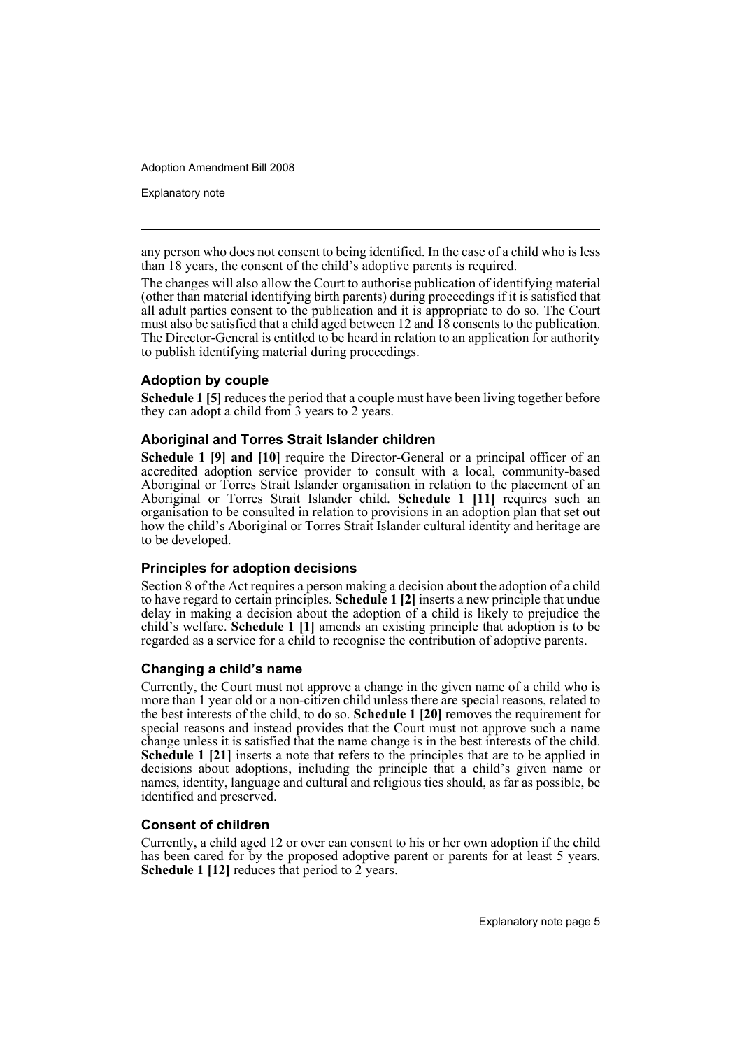any person who does not consent to being identified. In the case of a child who is less than 18 years, the consent of the child's adoptive parents is required.

The changes will also allow the Court to authorise publication of identifying material (other than material identifying birth parents) during proceedings if it is satisfied that all adult parties consent to the publication and it is appropriate to do so. The Court must also be satisfied that a child aged between 12 and 18 consents to the publication. The Director-General is entitled to be heard in relation to an application for authority to publish identifying material during proceedings.

### Adoption by couple

**Schedule 1 [5]** reduces the period that a couple must have been living together before they can adopt a child from 3 years to 2 years.

### Aboriginal and Torres Strait Islander children

**Schedule 1 [9] and [10]** require the Director-General or a principal officer of an accredited adoption service provider to consult with a local, community-based Aboriginal or Torres Strait Islander organisation in relation to the placement of an Aboriginal or Torres Strait Islander child. **Schedule 1 [11]** requires such an organisation to be consulted in relation to provisions in an adoption plan that set out how the child's Aboriginal or Torres Strait Islander cultural identity and heritage are to be developed.

### Principles for adoption decisions

Section 8 of the Act requires a person making a decision about the adoption of a child to have regard to certain principles. **Schedule 1 [2]** inserts a new principle that undue delay in making a decision about the adoption of a child is likely to prejudice the child's welfare. **Schedule 1 [1]** amends an existing principle that adoption is to be regarded as a service for a child to recognise the contribution of adoptive parents.

### Changing a child's name

Currently, the Court must not approve a change in the given name of a child who is more than 1 year old or a non-citizen child unless there are special reasons, related to the best interests of the child, to do so. **Schedule 1 [20]** removes the requirement for special reasons and instead provides that the Court must not approve such a name change unless it is satisfied that the name change is in the best interests of the child. **Schedule 1 [21]** inserts a note that refers to the principles that are to be applied in decisions about adoptions, including the principle that a child's given name or names, identity, language and cultural and religious ties should, as far as possible, be identified and preserved.

### Consent of children

Currently, a child aged 12 or over can consent to his or her own adoption if the child has been cared for by the proposed adoptive parent or parents for at least 5 years. **Schedule 1 [12]** reduces that period to 2 years.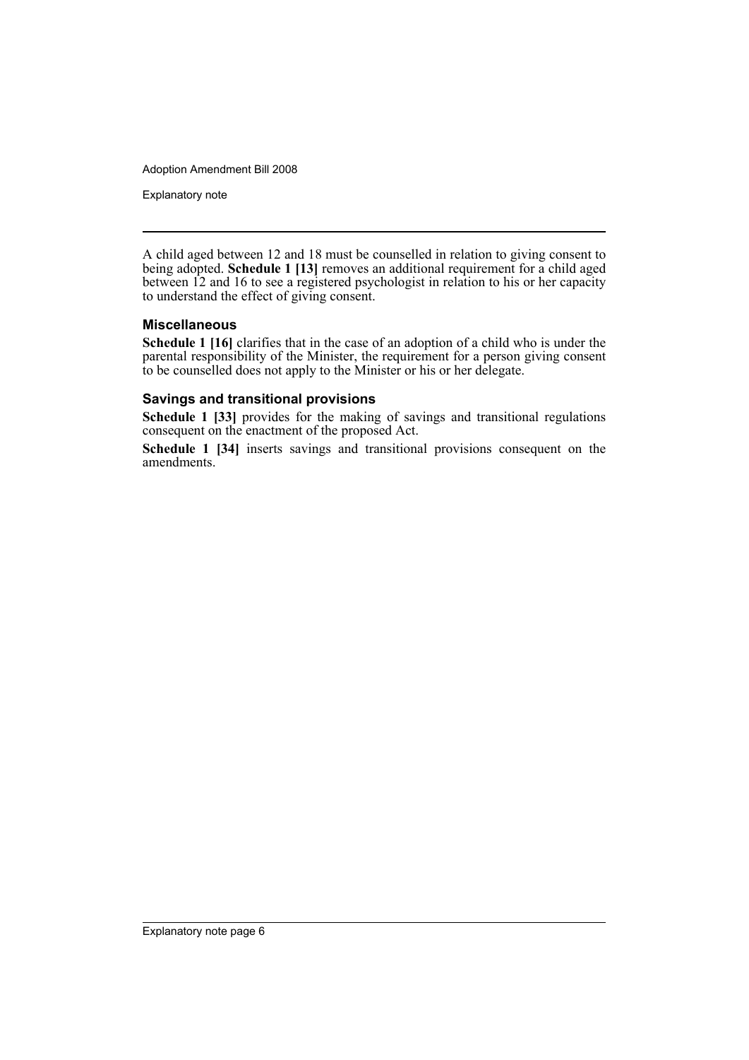A child aged between 12 and 18 must be counselled in relation to giving consent to being adopted. **Schedule 1 [13]** removes an additional requirement for a child aged between 12 and 16 to see a registered psychologist in relation to his or her capacity to understand the effect of giving consent.

### Miscellaneous

**Schedule 1 [16]** clarifies that in the case of an adoption of a child who is under the parental responsibility of the Minister, the requirement for a person giving consent to be counselled does not apply to the Minister or his or her delegate.

### Savings and transitional provisions

**Schedule 1 [33]** provides for the making of savings and transitional regulations consequent on the enactment of the proposed Act.

**Schedule 1 [34]** inserts savings and transitional provisions consequent on the amendments.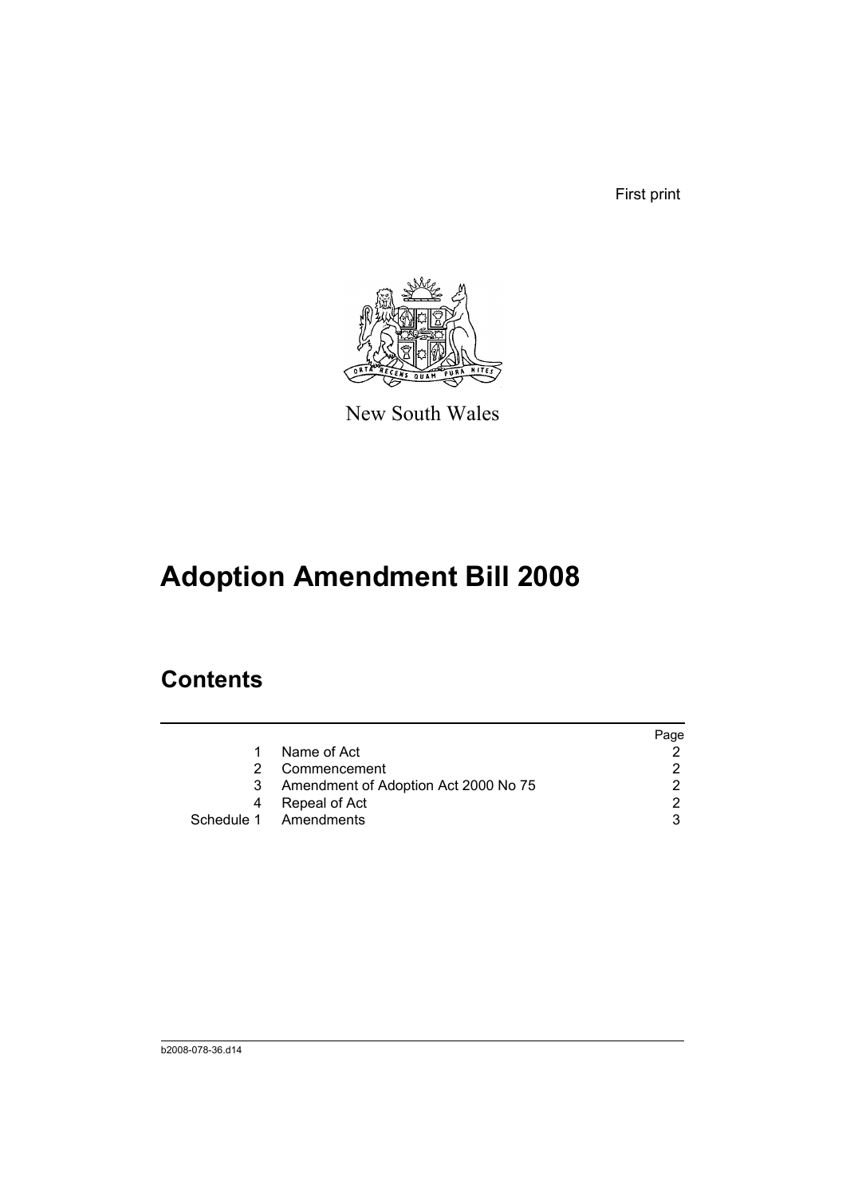First print

New South Wales

# Adoption Amendment Bill 2008

## Contents

| | | Page |
|---|---|---|
| 1 | Name of Act | 2 |
| 2 | Commencement | 2 |
| 3 | Amendment of Adoption Act 2000 No 75 | 2 |
| 4 | Repeal of Act | 2 |
| Schedule 1 | Amendments | 3 |

b2008-078-36.d14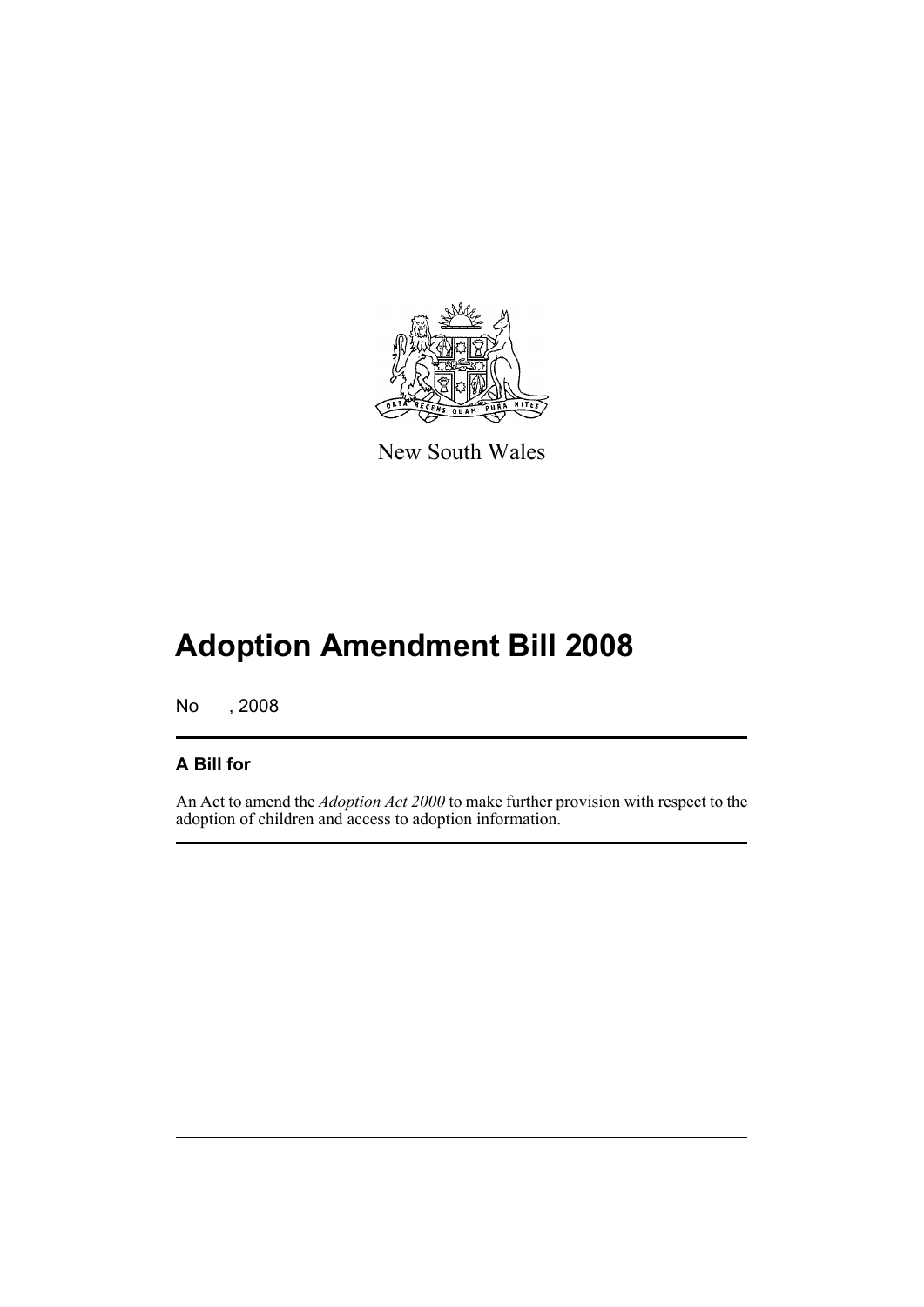New South Wales

# Adoption Amendment Bill 2008

No , 2008

## A Bill for

An Act to amend the *Adoption Act 2000* to make further provision with respect to the adoption of children and access to adoption information.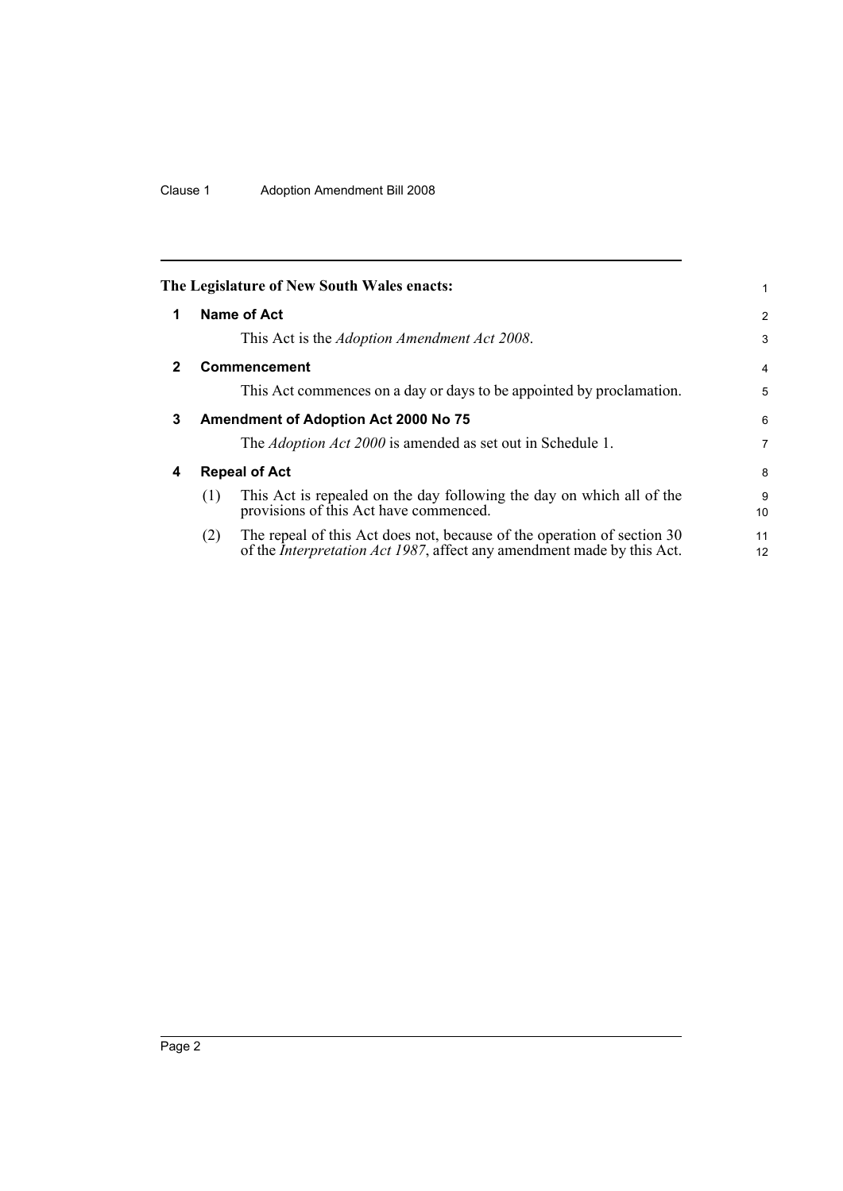The Legislature of New South Wales enacts:

## 1 Name of Act

This Act is the *Adoption Amendment Act 2008*.

## 2 Commencement

This Act commences on a day or days to be appointed by proclamation.

## 3 Amendment of Adoption Act 2000 No 75

The *Adoption Act 2000* is amended as set out in Schedule 1.

## 4 Repeal of Act

(1) This Act is repealed on the day following the day on which all of the provisions of this Act have commenced.

(2) The repeal of this Act does not, because of the operation of section 30 of the *Interpretation Act 1987*, affect any amendment made by this Act.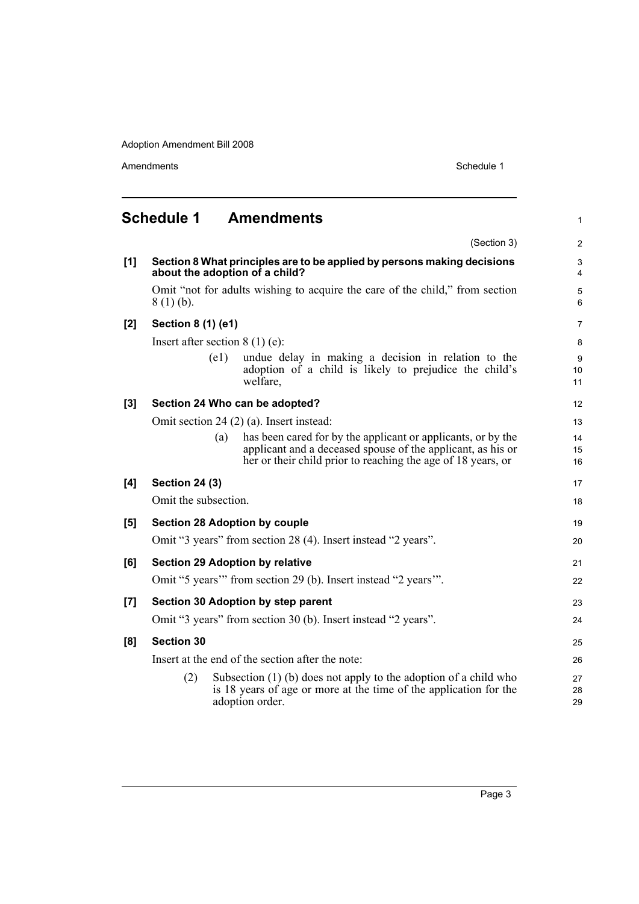## Schedule 1 Amendments

(Section 3)

**[1] Section 8 What principles are to be applied by persons making decisions about the adoption of a child?**

Omit "not for adults wishing to acquire the care of the child," from section 8 (1) (b).

**[2] Section 8 (1) (e1)**

Insert after section 8 (1) (e):

(e1) undue delay in making a decision in relation to the adoption of a child is likely to prejudice the child's welfare,

**[3] Section 24 Who can be adopted?**

Omit section 24 (2) (a). Insert instead:

(a) has been cared for by the applicant or applicants, or by the applicant and a deceased spouse of the applicant, as his or her or their child prior to reaching the age of 18 years, or

**[4] Section 24 (3)**

Omit the subsection.

**[5] Section 28 Adoption by couple**

Omit "3 years" from section 28 (4). Insert instead "2 years".

**[6] Section 29 Adoption by relative**

Omit "5 years'" from section 29 (b). Insert instead "2 years'".

**[7] Section 30 Adoption by step parent**

Omit "3 years" from section 30 (b). Insert instead "2 years".

**[8] Section 30**

Insert at the end of the section after the note:

(2) Subsection (1) (b) does not apply to the adoption of a child who is 18 years of age or more at the time of the application for the adoption order.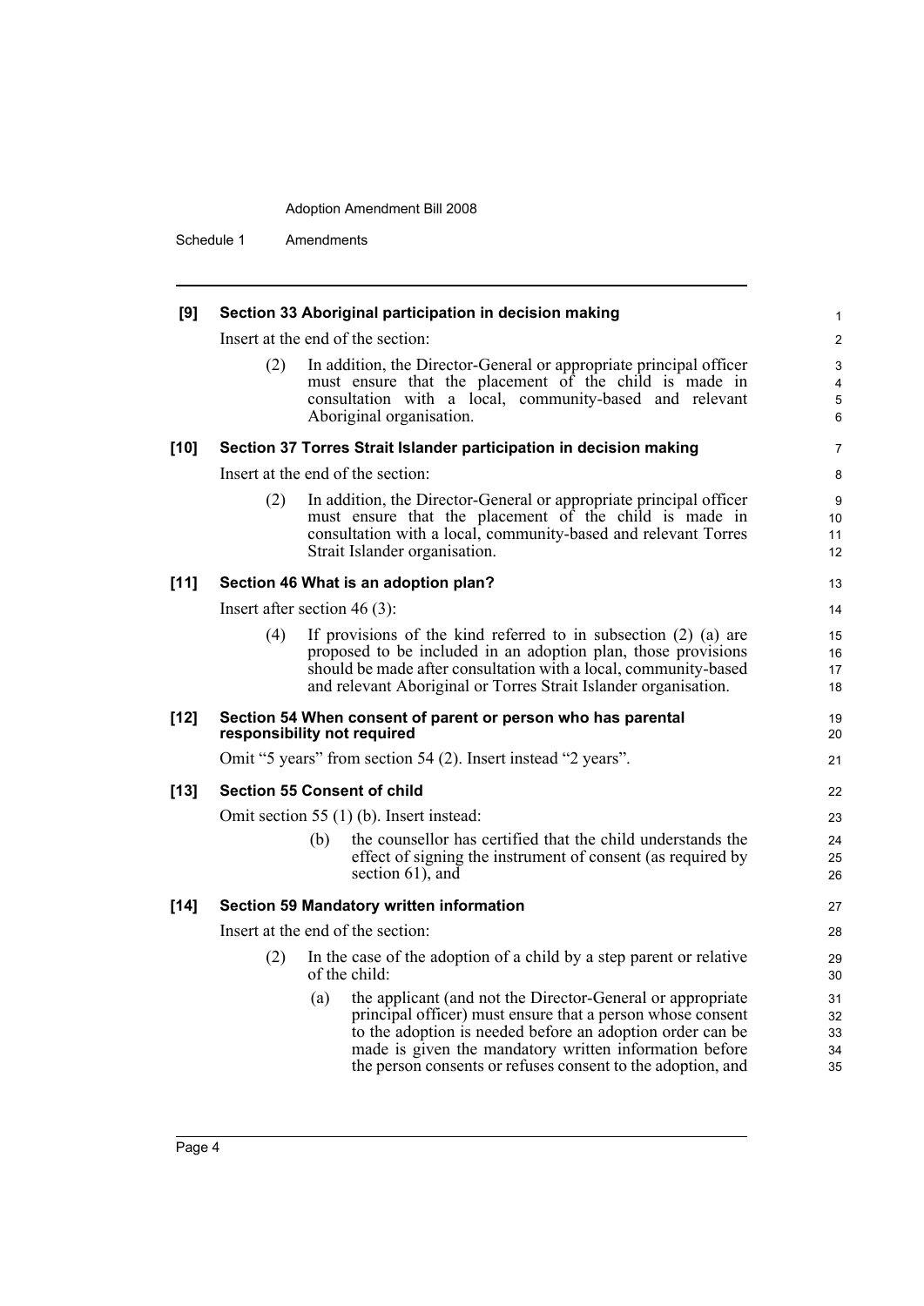**[9] Section 33 Aboriginal participation in decision making**

Insert at the end of the section:

(2) In addition, the Director-General or appropriate principal officer must ensure that the placement of the child is made in consultation with a local, community-based and relevant Aboriginal organisation.

**[10] Section 37 Torres Strait Islander participation in decision making**

Insert at the end of the section:

(2) In addition, the Director-General or appropriate principal officer must ensure that the placement of the child is made in consultation with a local, community-based and relevant Torres Strait Islander organisation.

**[11] Section 46 What is an adoption plan?**

Insert after section 46 (3):

(4) If provisions of the kind referred to in subsection (2) (a) are proposed to be included in an adoption plan, those provisions should be made after consultation with a local, community-based and relevant Aboriginal or Torres Strait Islander organisation.

**[12] Section 54 When consent of parent or person who has parental responsibility not required**

Omit "5 years" from section 54 (2). Insert instead "2 years".

**[13] Section 55 Consent of child**

Omit section 55 (1) (b). Insert instead:

(b) the counsellor has certified that the child understands the effect of signing the instrument of consent (as required by section 61), and

**[14] Section 59 Mandatory written information**

Insert at the end of the section:

(2) In the case of the adoption of a child by a step parent or relative of the child:

(a) the applicant (and not the Director-General or appropriate principal officer) must ensure that a person whose consent to the adoption is needed before an adoption order can be made is given the mandatory written information before the person consents or refuses consent to the adoption, and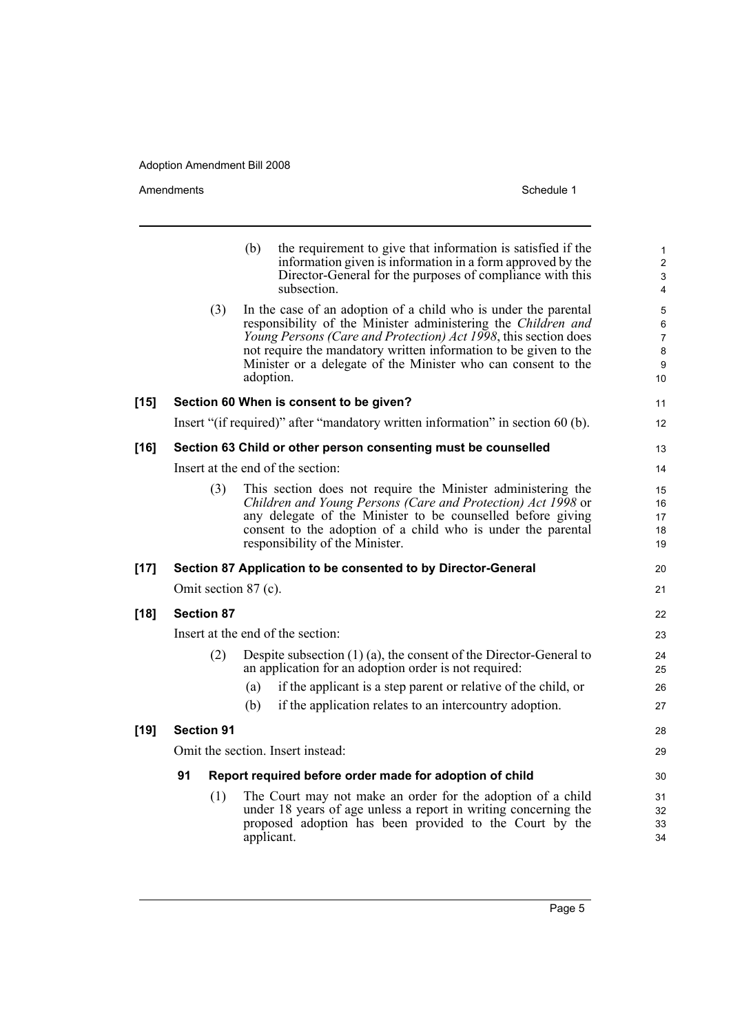(b) the requirement to give that information is satisfied if the information given is information in a form approved by the Director-General for the purposes of compliance with this subsection.

(3) In the case of an adoption of a child who is under the parental responsibility of the Minister administering the *Children and Young Persons (Care and Protection) Act 1998*, this section does not require the mandatory written information to be given to the Minister or a delegate of the Minister who can consent to the adoption.

**[15] Section 60 When is consent to be given?**

Insert "(if required)" after "mandatory written information" in section 60 (b).

**[16] Section 63 Child or other person consenting must be counselled**

Insert at the end of the section:

(3) This section does not require the Minister administering the *Children and Young Persons (Care and Protection) Act 1998* or any delegate of the Minister to be counselled before giving consent to the adoption of a child who is under the parental responsibility of the Minister.

**[17] Section 87 Application to be consented to by Director-General**

Omit section 87 (c).

**[18] Section 87**

Insert at the end of the section:

(2) Despite subsection (1) (a), the consent of the Director-General to an application for an adoption order is not required:

(a) if the applicant is a step parent or relative of the child, or

(b) if the application relates to an intercountry adoption.

**[19] Section 91**

Omit the section. Insert instead:

**91 Report required before order made for adoption of child**

(1) The Court may not make an order for the adoption of a child under 18 years of age unless a report in writing concerning the proposed adoption has been provided to the Court by the applicant.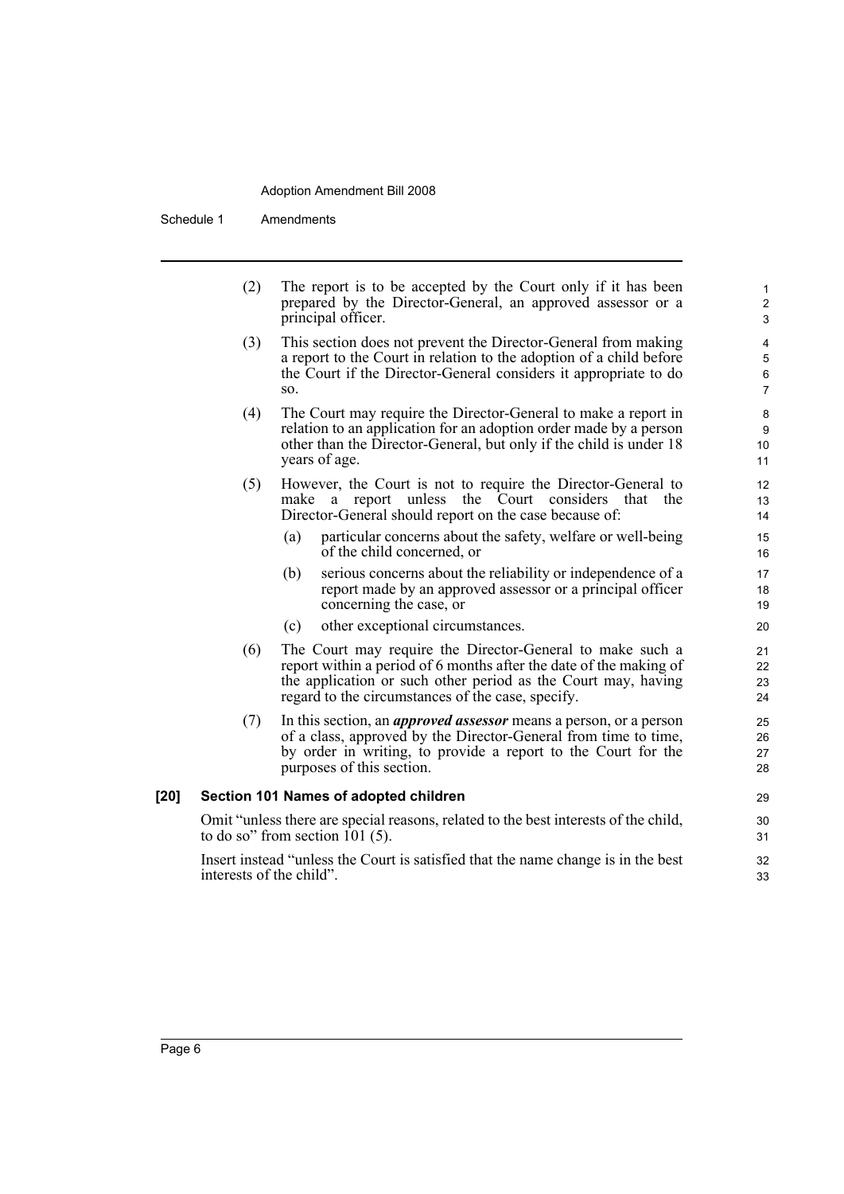(2) The report is to be accepted by the Court only if it has been prepared by the Director-General, an approved assessor or a principal officer.

(3) This section does not prevent the Director-General from making a report to the Court in relation to the adoption of a child before the Court if the Director-General considers it appropriate to do so.

(4) The Court may require the Director-General to make a report in relation to an application for an adoption order made by a person other than the Director-General, but only if the child is under 18 years of age.

(5) However, the Court is not to require the Director-General to make a report unless the Court considers that the Director-General should report on the case because of:

(a) particular concerns about the safety, welfare or well-being of the child concerned, or

(b) serious concerns about the reliability or independence of a report made by an approved assessor or a principal officer concerning the case, or

(c) other exceptional circumstances.

(6) The Court may require the Director-General to make such a report within a period of 6 months after the date of the making of the application or such other period as the Court may, having regard to the circumstances of the case, specify.

(7) In this section, an ***approved assessor*** means a person, or a person of a class, approved by the Director-General from time to time, by order in writing, to provide a report to the Court for the purposes of this section.

### [20] Section 101 Names of adopted children

Omit "unless there are special reasons, related to the best interests of the child, to do so" from section 101 (5).

Insert instead "unless the Court is satisfied that the name change is in the best interests of the child".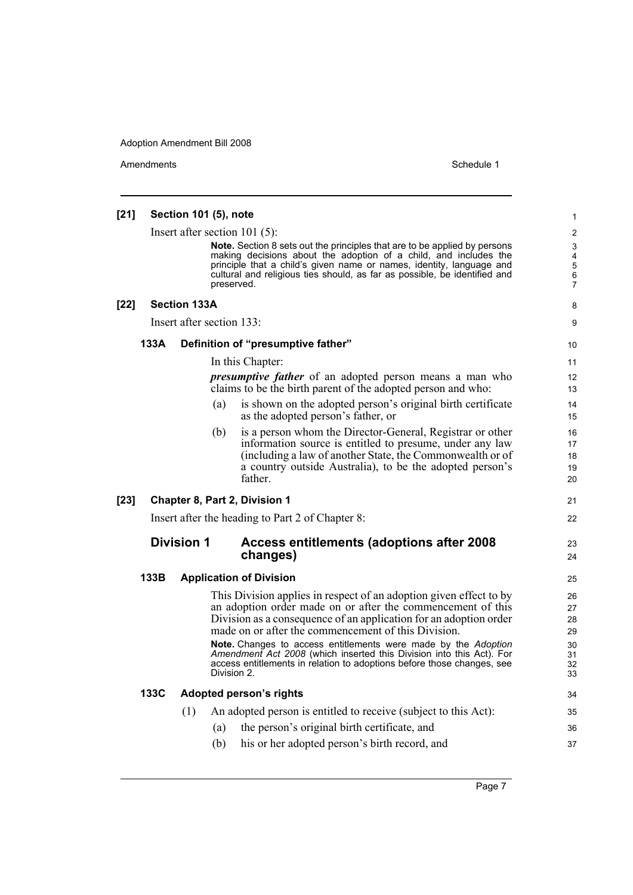**[21] Section 101 (5), note**

Insert after section 101 (5):

> **Note.** Section 8 sets out the principles that are to be applied by persons making decisions about the adoption of a child, and includes the principle that a child's given name or names, identity, language and cultural and religious ties should, as far as possible, be identified and preserved.

**[22] Section 133A**

Insert after section 133:

**133A Definition of "presumptive father"**

In this Chapter:

***presumptive father*** of an adopted person means a man who claims to be the birth parent of the adopted person and who:

(a) is shown on the adopted person's original birth certificate as the adopted person's father, or

(b) is a person whom the Director-General, Registrar or other information source is entitled to presume, under any law (including a law of another State, the Commonwealth or of a country outside Australia), to be the adopted person's father.

**[23] Chapter 8, Part 2, Division 1**

Insert after the heading to Part 2 of Chapter 8:

## Division 1 Access entitlements (adoptions after 2008 changes)

**133B Application of Division**

This Division applies in respect of an adoption given effect to by an adoption order made on or after the commencement of this Division as a consequence of an application for an adoption order made on or after the commencement of this Division.

> **Note.** Changes to access entitlements were made by the *Adoption Amendment Act 2008* (which inserted this Division into this Act). For access entitlements in relation to adoptions before those changes, see Division 2.

**133C Adopted person's rights**

(1) An adopted person is entitled to receive (subject to this Act):

(a) the person's original birth certificate, and

(b) his or her adopted person's birth record, and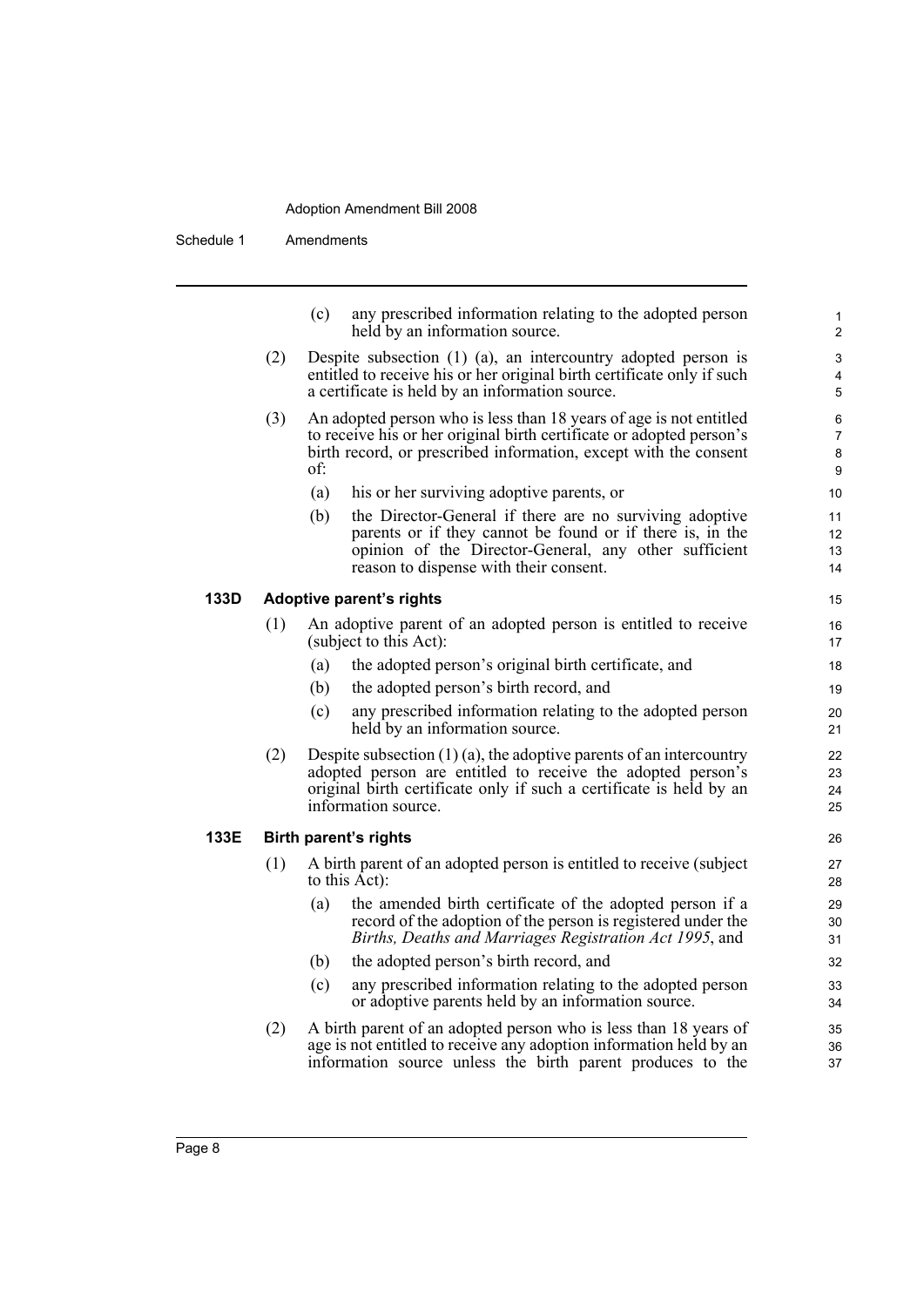(c) any prescribed information relating to the adopted person held by an information source.

(2) Despite subsection (1) (a), an intercountry adopted person is entitled to receive his or her original birth certificate only if such a certificate is held by an information source.

(3) An adopted person who is less than 18 years of age is not entitled to receive his or her original birth certificate or adopted person's birth record, or prescribed information, except with the consent of:

(a) his or her surviving adoptive parents, or

(b) the Director-General if there are no surviving adoptive parents or if they cannot be found or if there is, in the opinion of the Director-General, any other sufficient reason to dispense with their consent.

**133D Adoptive parent's rights**

(1) An adoptive parent of an adopted person is entitled to receive (subject to this Act):

(a) the adopted person's original birth certificate, and

(b) the adopted person's birth record, and

(c) any prescribed information relating to the adopted person held by an information source.

(2) Despite subsection (1) (a), the adoptive parents of an intercountry adopted person are entitled to receive the adopted person's original birth certificate only if such a certificate is held by an information source.

**133E Birth parent's rights**

(1) A birth parent of an adopted person is entitled to receive (subject to this Act):

(a) the amended birth certificate of the adopted person if a record of the adoption of the person is registered under the *Births, Deaths and Marriages Registration Act 1995*, and

(b) the adopted person's birth record, and

(c) any prescribed information relating to the adopted person or adoptive parents held by an information source.

(2) A birth parent of an adopted person who is less than 18 years of age is not entitled to receive any adoption information held by an information source unless the birth parent produces to the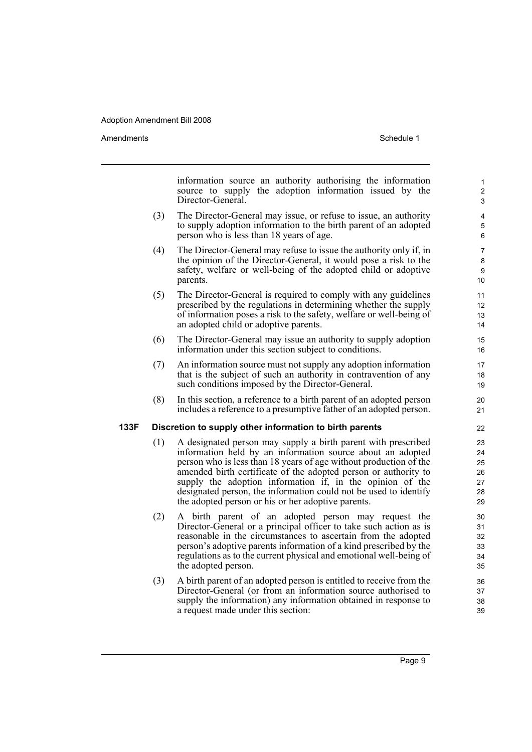information source an authority authorising the information source to supply the adoption information issued by the Director-General.

(3) The Director-General may issue, or refuse to issue, an authority to supply adoption information to the birth parent of an adopted person who is less than 18 years of age.

(4) The Director-General may refuse to issue the authority only if, in the opinion of the Director-General, it would pose a risk to the safety, welfare or well-being of the adopted child or adoptive parents.

(5) The Director-General is required to comply with any guidelines prescribed by the regulations in determining whether the supply of information poses a risk to the safety, welfare or well-being of an adopted child or adoptive parents.

(6) The Director-General may issue an authority to supply adoption information under this section subject to conditions.

(7) An information source must not supply any adoption information that is the subject of such an authority in contravention of any such conditions imposed by the Director-General.

(8) In this section, a reference to a birth parent of an adopted person includes a reference to a presumptive father of an adopted person.

**133F Discretion to supply other information to birth parents**

(1) A designated person may supply a birth parent with prescribed information held by an information source about an adopted person who is less than 18 years of age without production of the amended birth certificate of the adopted person or authority to supply the adoption information if, in the opinion of the designated person, the information could not be used to identify the adopted person or his or her adoptive parents.

(2) A birth parent of an adopted person may request the Director-General or a principal officer to take such action as is reasonable in the circumstances to ascertain from the adopted person's adoptive parents information of a kind prescribed by the regulations as to the current physical and emotional well-being of the adopted person.

(3) A birth parent of an adopted person is entitled to receive from the Director-General (or from an information source authorised to supply the information) any information obtained in response to a request made under this section: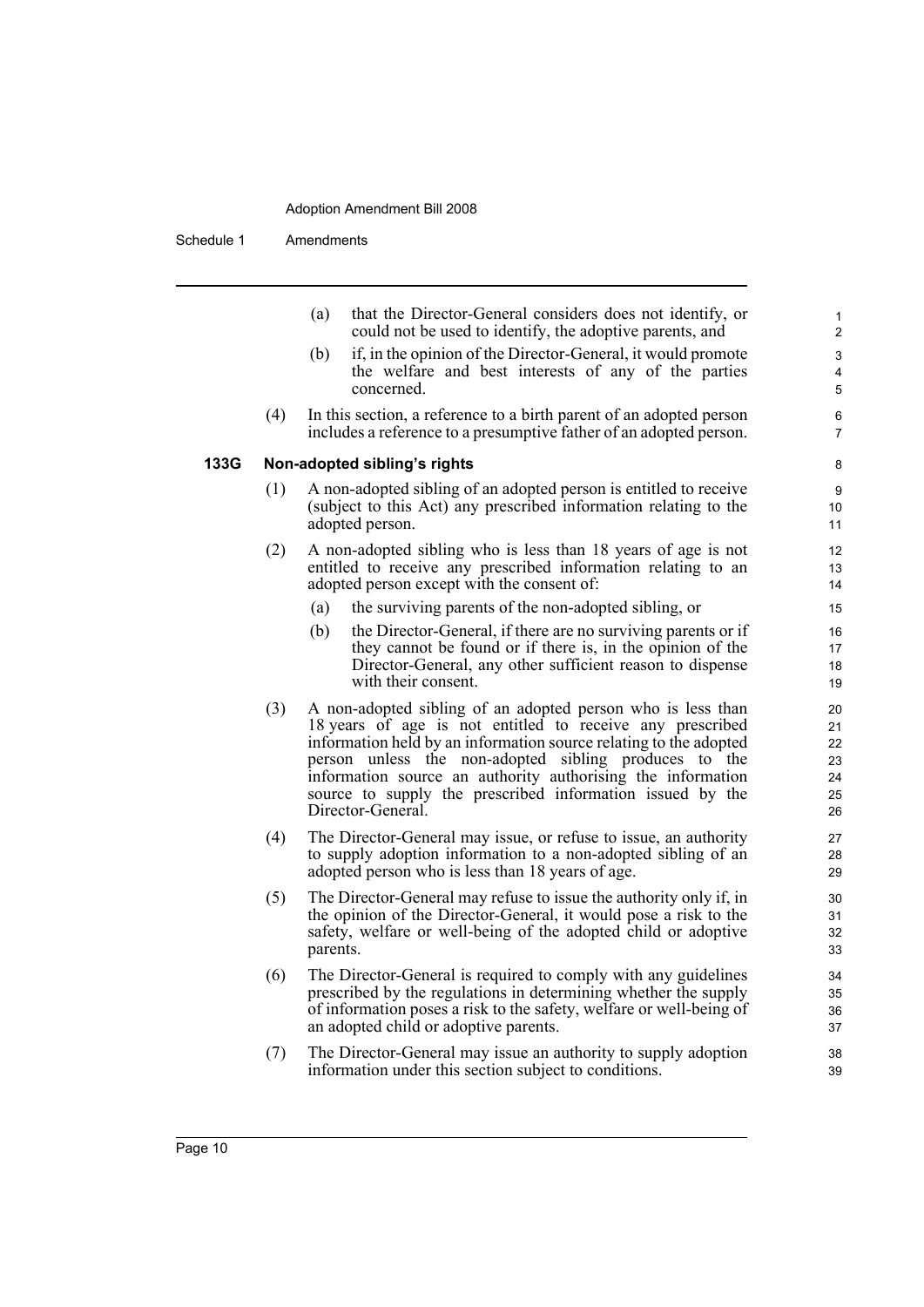(a) that the Director-General considers does not identify, or could not be used to identify, the adoptive parents, and

(b) if, in the opinion of the Director-General, it would promote the welfare and best interests of any of the parties concerned.

(4) In this section, a reference to a birth parent of an adopted person includes a reference to a presumptive father of an adopted person.

### 133G Non-adopted sibling's rights

(1) A non-adopted sibling of an adopted person is entitled to receive (subject to this Act) any prescribed information relating to the adopted person.

(2) A non-adopted sibling who is less than 18 years of age is not entitled to receive any prescribed information relating to an adopted person except with the consent of:

(a) the surviving parents of the non-adopted sibling, or

(b) the Director-General, if there are no surviving parents or if they cannot be found or if there is, in the opinion of the Director-General, any other sufficient reason to dispense with their consent.

(3) A non-adopted sibling of an adopted person who is less than 18 years of age is not entitled to receive any prescribed information held by an information source relating to the adopted person unless the non-adopted sibling produces to the information source an authority authorising the information source to supply the prescribed information issued by the Director-General.

(4) The Director-General may issue, or refuse to issue, an authority to supply adoption information to a non-adopted sibling of an adopted person who is less than 18 years of age.

(5) The Director-General may refuse to issue the authority only if, in the opinion of the Director-General, it would pose a risk to the safety, welfare or well-being of the adopted child or adoptive parents.

(6) The Director-General is required to comply with any guidelines prescribed by the regulations in determining whether the supply of information poses a risk to the safety, welfare or well-being of an adopted child or adoptive parents.

(7) The Director-General may issue an authority to supply adoption information under this section subject to conditions.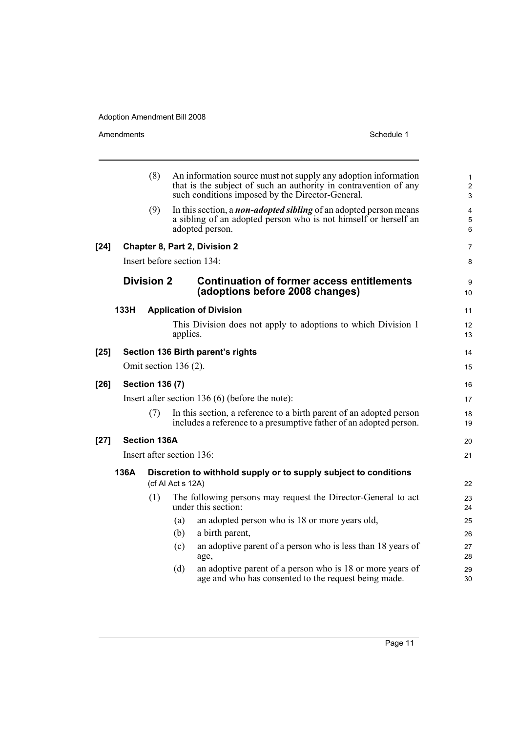(8) An information source must not supply any adoption information that is the subject of such an authority in contravention of any such conditions imposed by the Director-General.

(9) In this section, a ***non-adopted sibling*** of an adopted person means a sibling of an adopted person who is not himself or herself an adopted person.

**[24] Chapter 8, Part 2, Division 2**

Insert before section 134:

## Division 2 Continuation of former access entitlements (adoptions before 2008 changes)

**133H Application of Division**

This Division does not apply to adoptions to which Division 1 applies.

**[25] Section 136 Birth parent's rights**

Omit section 136 (2).

**[26] Section 136 (7)**

Insert after section 136 (6) (before the note):

(7) In this section, a reference to a birth parent of an adopted person includes a reference to a presumptive father of an adopted person.

**[27] Section 136A**

Insert after section 136:

**136A Discretion to withhold supply or to supply subject to conditions** (cf AI Act s 12A)

(1) The following persons may request the Director-General to act under this section:

(a) an adopted person who is 18 or more years old,

(b) a birth parent,

(c) an adoptive parent of a person who is less than 18 years of age,

(d) an adoptive parent of a person who is 18 or more years of age and who has consented to the request being made.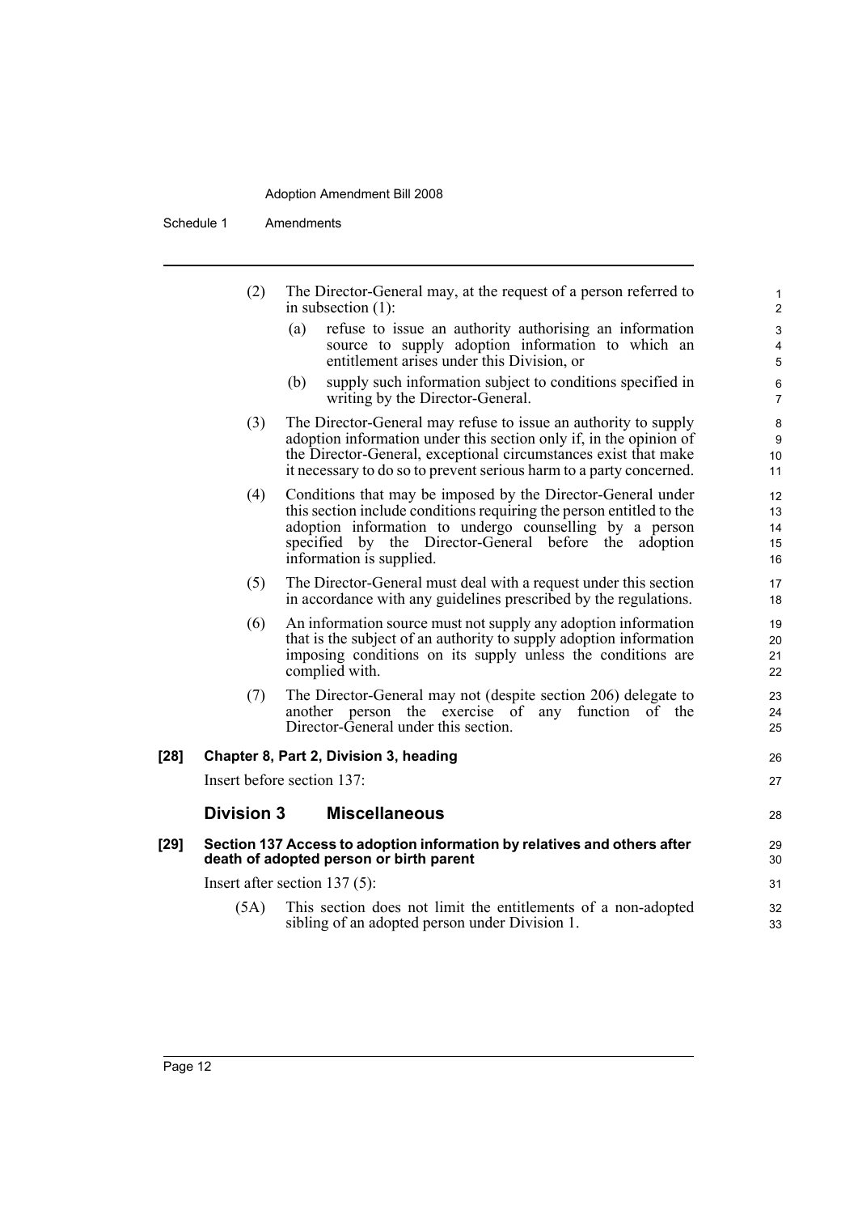(2) The Director-General may, at the request of a person referred to in subsection (1):

(a) refuse to issue an authority authorising an information source to supply adoption information to which an entitlement arises under this Division, or

(b) supply such information subject to conditions specified in writing by the Director-General.

(3) The Director-General may refuse to issue an authority to supply adoption information under this section only if, in the opinion of the Director-General, exceptional circumstances exist that make it necessary to do so to prevent serious harm to a party concerned.

(4) Conditions that may be imposed by the Director-General under this section include conditions requiring the person entitled to the adoption information to undergo counselling by a person specified by the Director-General before the adoption information is supplied.

(5) The Director-General must deal with a request under this section in accordance with any guidelines prescribed by the regulations.

(6) An information source must not supply any adoption information that is the subject of an authority to supply adoption information imposing conditions on its supply unless the conditions are complied with.

(7) The Director-General may not (despite section 206) delegate to another person the exercise of any function of the Director-General under this section.

**[28] Chapter 8, Part 2, Division 3, heading**

Insert before section 137:

## Division 3 Miscellaneous

**[29] Section 137 Access to adoption information by relatives and others after death of adopted person or birth parent**

Insert after section 137 (5):

(5A) This section does not limit the entitlements of a non-adopted sibling of an adopted person under Division 1.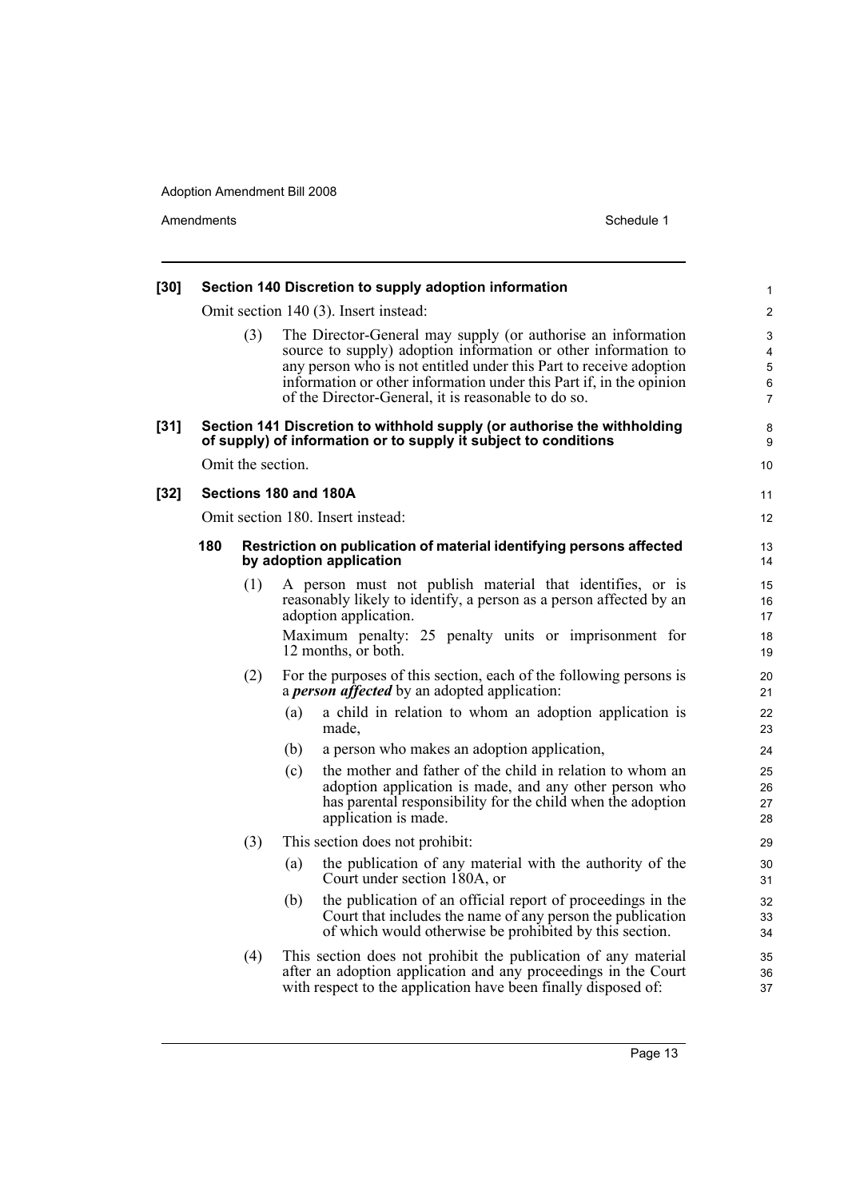**[30] Section 140 Discretion to supply adoption information**

Omit section 140 (3). Insert instead:

(3) The Director-General may supply (or authorise an information source to supply) adoption information or other information to any person who is not entitled under this Part to receive adoption information or other information under this Part if, in the opinion of the Director-General, it is reasonable to do so.

**[31] Section 141 Discretion to withhold supply (or authorise the withholding of supply) of information or to supply it subject to conditions**

Omit the section.

**[32] Sections 180 and 180A**

Omit section 180. Insert instead:

**180 Restriction on publication of material identifying persons affected by adoption application**

(1) A person must not publish material that identifies, or is reasonably likely to identify, a person as a person affected by an adoption application.

Maximum penalty: 25 penalty units or imprisonment for 12 months, or both.

(2) For the purposes of this section, each of the following persons is a ***person affected*** by an adopted application:

(a) a child in relation to whom an adoption application is made,

(b) a person who makes an adoption application,

(c) the mother and father of the child in relation to whom an adoption application is made, and any other person who has parental responsibility for the child when the adoption application is made.

(3) This section does not prohibit:

(a) the publication of any material with the authority of the Court under section 180A, or

(b) the publication of an official report of proceedings in the Court that includes the name of any person the publication of which would otherwise be prohibited by this section.

(4) This section does not prohibit the publication of any material after an adoption application and any proceedings in the Court with respect to the application have been finally disposed of: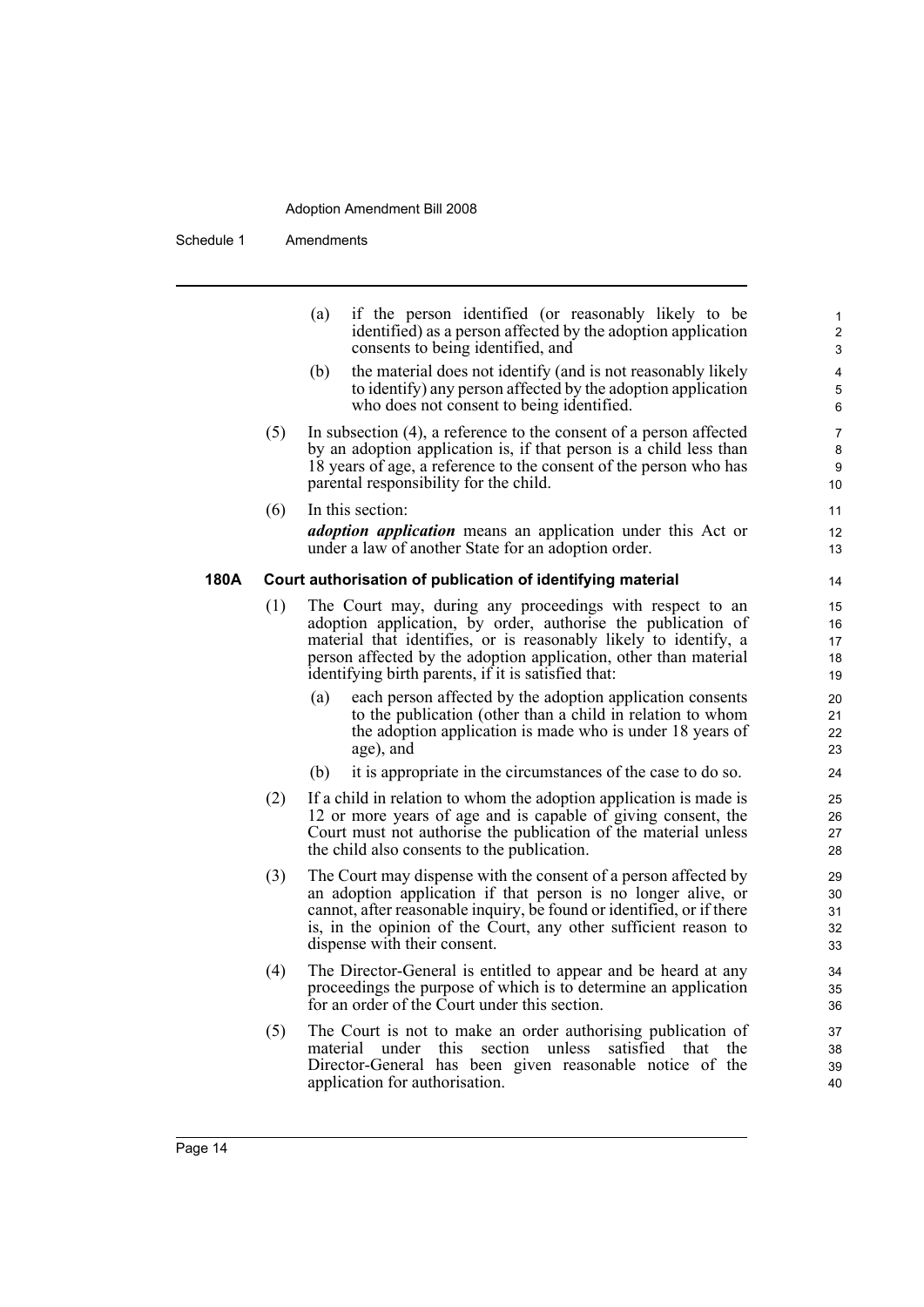(a) if the person identified (or reasonably likely to be identified) as a person affected by the adoption application consents to being identified, and

(b) the material does not identify (and is not reasonably likely to identify) any person affected by the adoption application who does not consent to being identified.

(5) In subsection (4), a reference to the consent of a person affected by an adoption application is, if that person is a child less than 18 years of age, a reference to the consent of the person who has parental responsibility for the child.

(6) In this section:

***adoption application*** means an application under this Act or under a law of another State for an adoption order.

### 180A Court authorisation of publication of identifying material

(1) The Court may, during any proceedings with respect to an adoption application, by order, authorise the publication of material that identifies, or is reasonably likely to identify, a person affected by the adoption application, other than material identifying birth parents, if it is satisfied that:

(a) each person affected by the adoption application consents to the publication (other than a child in relation to whom the adoption application is made who is under 18 years of age), and

(b) it is appropriate in the circumstances of the case to do so.

(2) If a child in relation to whom the adoption application is made is 12 or more years of age and is capable of giving consent, the Court must not authorise the publication of the material unless the child also consents to the publication.

(3) The Court may dispense with the consent of a person affected by an adoption application if that person is no longer alive, or cannot, after reasonable inquiry, be found or identified, or if there is, in the opinion of the Court, any other sufficient reason to dispense with their consent.

(4) The Director-General is entitled to appear and be heard at any proceedings the purpose of which is to determine an application for an order of the Court under this section.

(5) The Court is not to make an order authorising publication of material under this section unless satisfied that the Director-General has been given reasonable notice of the application for authorisation.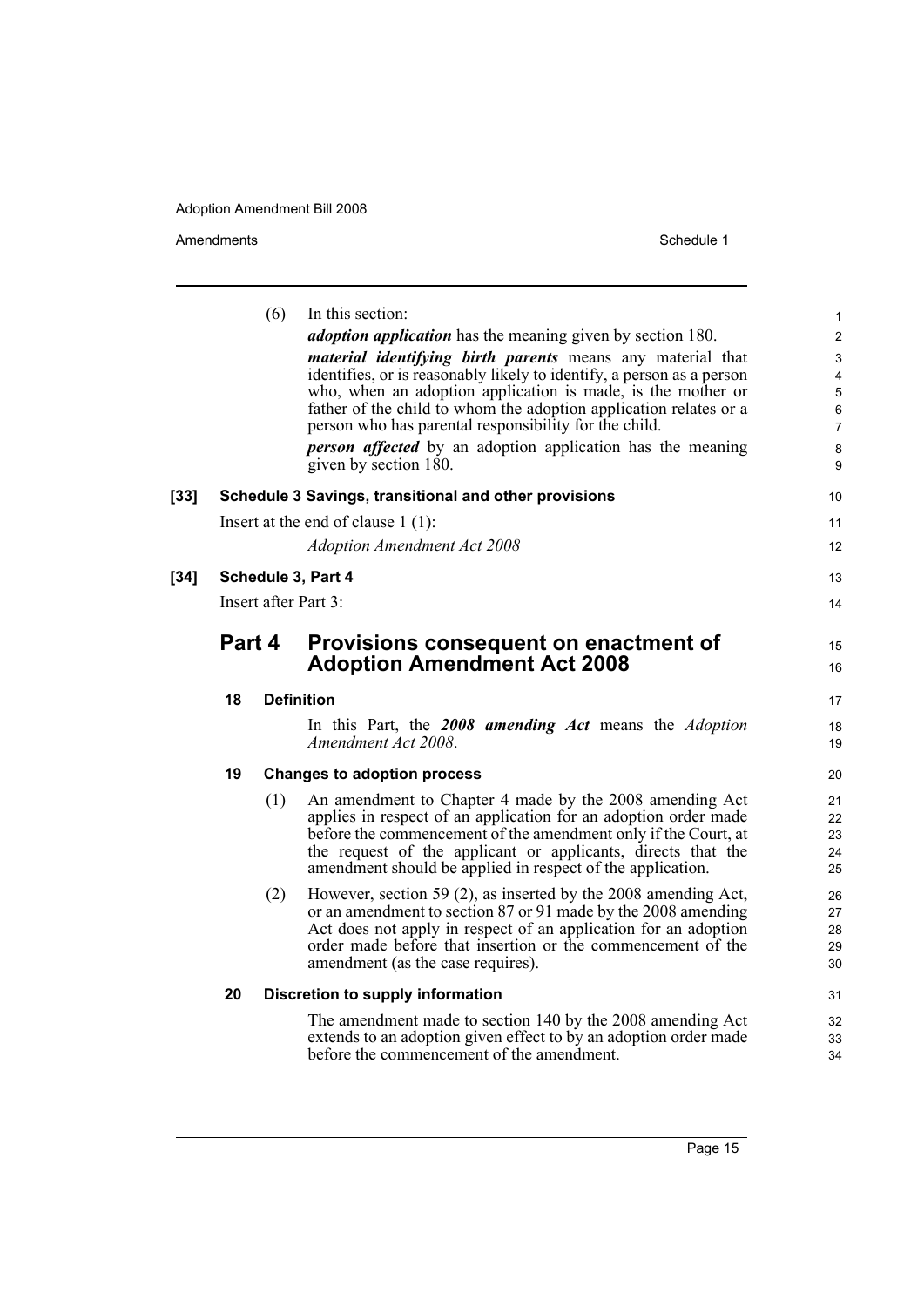(6) In this section:

*adoption application* has the meaning given by section 180.

*material identifying birth parents* means any material that identifies, or is reasonably likely to identify, a person as a person who, when an adoption application is made, is the mother or father of the child to whom the adoption application relates or a person who has parental responsibility for the child.

*person affected* by an adoption application has the meaning given by section 180.

**[33] Schedule 3 Savings, transitional and other provisions**

Insert at the end of clause 1 (1):

*Adoption Amendment Act 2008*

**[34] Schedule 3, Part 4**

Insert after Part 3:

## Part 4 Provisions consequent on enactment of Adoption Amendment Act 2008

### 18 Definition

In this Part, the ***2008 amending Act*** means the *Adoption Amendment Act 2008*.

### 19 Changes to adoption process

(1) An amendment to Chapter 4 made by the 2008 amending Act applies in respect of an application for an adoption order made before the commencement of the amendment only if the Court, at the request of the applicant or applicants, directs that the amendment should be applied in respect of the application.

(2) However, section 59 (2), as inserted by the 2008 amending Act, or an amendment to section 87 or 91 made by the 2008 amending Act does not apply in respect of an application for an adoption order made before that insertion or the commencement of the amendment (as the case requires).

### 20 Discretion to supply information

The amendment made to section 140 by the 2008 amending Act extends to an adoption given effect to by an adoption order made before the commencement of the amendment.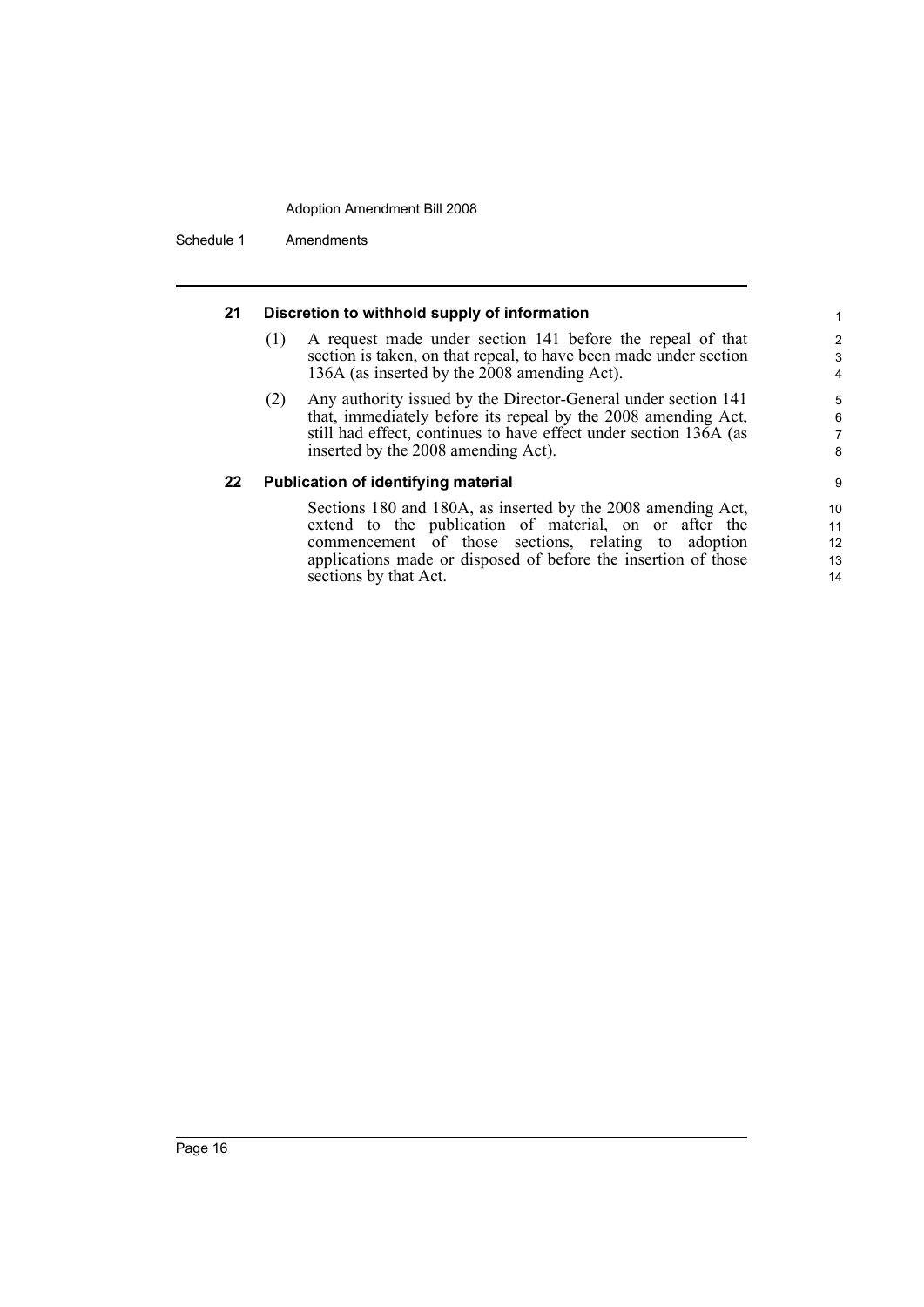### 21 Discretion to withhold supply of information

(1) A request made under section 141 before the repeal of that section is taken, on that repeal, to have been made under section 136A (as inserted by the 2008 amending Act).

(2) Any authority issued by the Director-General under section 141 that, immediately before its repeal by the 2008 amending Act, still had effect, continues to have effect under section 136A (as inserted by the 2008 amending Act).

### 22 Publication of identifying material

Sections 180 and 180A, as inserted by the 2008 amending Act, extend to the publication of material, on or after the commencement of those sections, relating to adoption applications made or disposed of before the insertion of those sections by that Act.